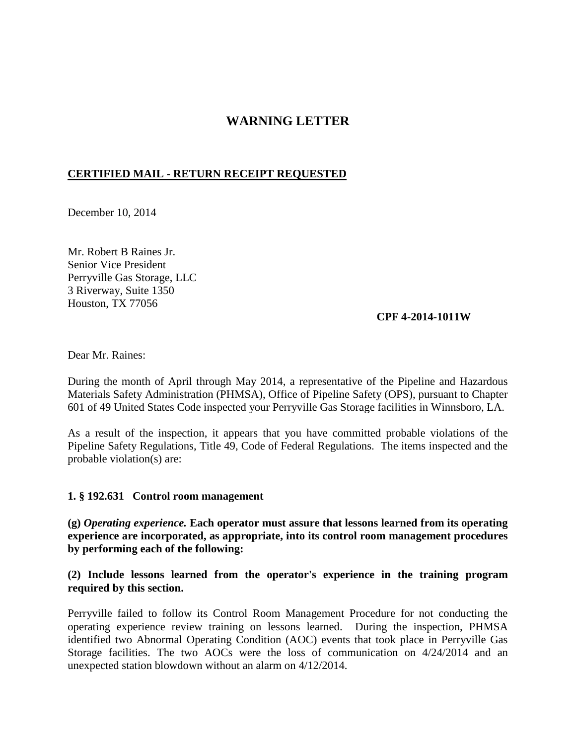# WARNING LETTER

**<u>CERTIFIED MAIL - RETURN RECEIPT REQUESTED</u>**

December 10, 2014

Mr. Robert B Raines Jr.
Senior Vice President
Perryville Gas Storage, LLC
3 Riverway, Suite 1350
Houston, TX 77056

**CPF 4-2014-1011W**

Dear Mr. Raines:

During the month of April through May 2014, a representative of the Pipeline and Hazardous Materials Safety Administration (PHMSA), Office of Pipeline Safety (OPS), pursuant to Chapter 601 of 49 United States Code inspected your Perryville Gas Storage facilities in Winnsboro, LA.

As a result of the inspection, it appears that you have committed probable violations of the Pipeline Safety Regulations, Title 49, Code of Federal Regulations. The items inspected and the probable violation(s) are:

**1. § 192.631 Control room management**

**(g) *Operating experience.* Each operator must assure that lessons learned from its operating experience are incorporated, as appropriate, into its control room management procedures by performing each of the following:**

**(2) Include lessons learned from the operator's experience in the training program required by this section.**

Perryville failed to follow its Control Room Management Procedure for not conducting the operating experience review training on lessons learned. During the inspection, PHMSA identified two Abnormal Operating Condition (AOC) events that took place in Perryville Gas Storage facilities. The two AOCs were the loss of communication on 4/24/2014 and an unexpected station blowdown without an alarm on 4/12/2014.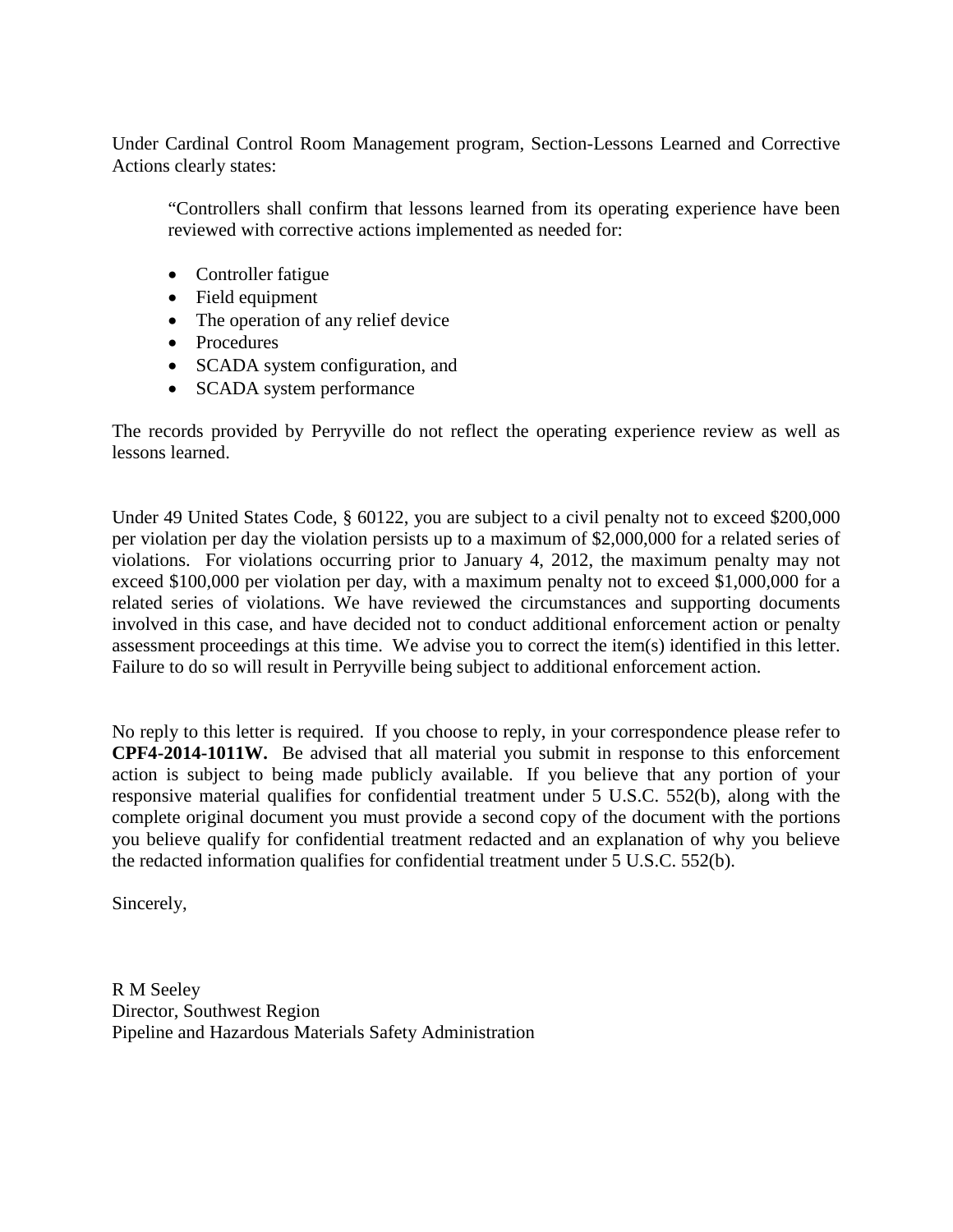Under Cardinal Control Room Management program, Section-Lessons Learned and Corrective Actions clearly states:

> "Controllers shall confirm that lessons learned from its operating experience have been reviewed with corrective actions implemented as needed for:
>
> - Controller fatigue
> - Field equipment
> - The operation of any relief device
> - Procedures
> - SCADA system configuration, and
> - SCADA system performance

The records provided by Perryville do not reflect the operating experience review as well as lessons learned.

Under 49 United States Code, § 60122, you are subject to a civil penalty not to exceed $200,000 per violation per day the violation persists up to a maximum of $2,000,000 for a related series of violations. For violations occurring prior to January 4, 2012, the maximum penalty may not exceed $100,000 per violation per day, with a maximum penalty not to exceed $1,000,000 for a related series of violations. We have reviewed the circumstances and supporting documents involved in this case, and have decided not to conduct additional enforcement action or penalty assessment proceedings at this time. We advise you to correct the item(s) identified in this letter. Failure to do so will result in Perryville being subject to additional enforcement action.

No reply to this letter is required. If you choose to reply, in your correspondence please refer to **CPF4-2014-1011W.** Be advised that all material you submit in response to this enforcement action is subject to being made publicly available. If you believe that any portion of your responsive material qualifies for confidential treatment under 5 U.S.C. 552(b), along with the complete original document you must provide a second copy of the document with the portions you believe qualify for confidential treatment redacted and an explanation of why you believe the redacted information qualifies for confidential treatment under 5 U.S.C. 552(b).

Sincerely,

R M Seeley
Director, Southwest Region
Pipeline and Hazardous Materials Safety Administration